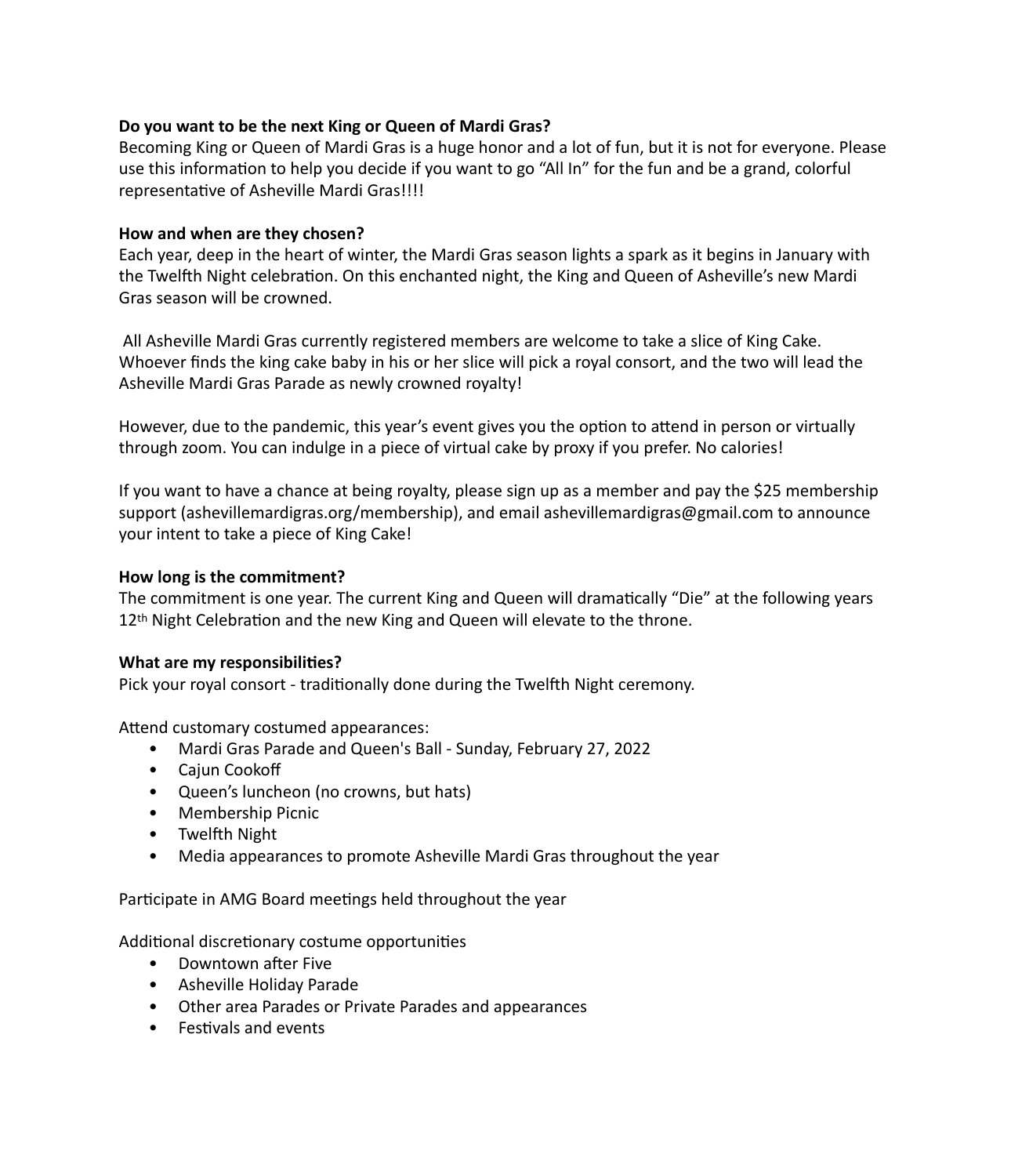**Do you want to be the next King or Queen of Mardi Gras?**

Becoming King or Queen of Mardi Gras is a huge honor and a lot of fun, but it is not for everyone. Please use this information to help you decide if you want to go "All In" for the fun and be a grand, colorful representative of Asheville Mardi Gras!!!!

**How and when are they chosen?**

Each year, deep in the heart of winter, the Mardi Gras season lights a spark as it begins in January with the Twelfth Night celebration. On this enchanted night, the King and Queen of Asheville's new Mardi Gras season will be crowned.

All Asheville Mardi Gras currently registered members are welcome to take a slice of King Cake. Whoever finds the king cake baby in his or her slice will pick a royal consort, and the two will lead the Asheville Mardi Gras Parade as newly crowned royalty!

However, due to the pandemic, this year's event gives you the option to attend in person or virtually through zoom. You can indulge in a piece of virtual cake by proxy if you prefer. No calories!

If you want to have a chance at being royalty, please sign up as a member and pay the $25 membership support (ashevillemardigras.org/membership), and email ashevillemardigras@gmail.com to announce your intent to take a piece of King Cake!

**How long is the commitment?**

The commitment is one year. The current King and Queen will dramatically "Die" at the following years 12th Night Celebration and the new King and Queen will elevate to the throne.

**What are my responsibilities?**

Pick your royal consort - traditionally done during the Twelfth Night ceremony.

Attend customary costumed appearances:

- Mardi Gras Parade and Queen's Ball - Sunday, February 27, 2022
- Cajun Cookoff
- Queen's luncheon (no crowns, but hats)
- Membership Picnic
- Twelfth Night
- Media appearances to promote Asheville Mardi Gras throughout the year

Participate in AMG Board meetings held throughout the year

Additional discretionary costume opportunities

- Downtown after Five
- Asheville Holiday Parade
- Other area Parades or Private Parades and appearances
- Festivals and events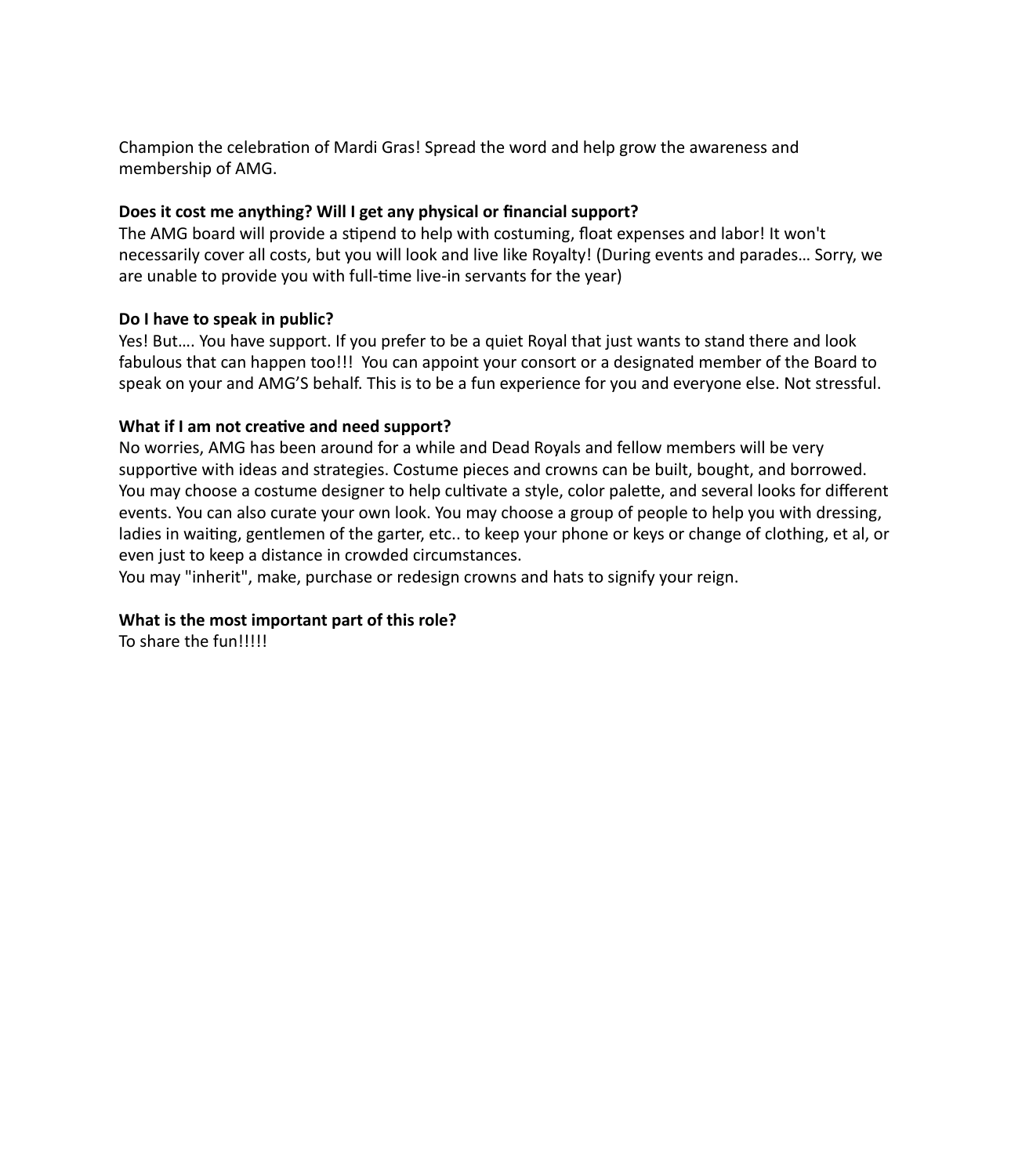Champion the celebration of Mardi Gras! Spread the word and help grow the awareness and membership of AMG.

**Does it cost me anything? Will I get any physical or financial support?**

The AMG board will provide a stipend to help with costuming, float expenses and labor! It won't necessarily cover all costs, but you will look and live like Royalty! (During events and parades… Sorry, we are unable to provide you with full-time live-in servants for the year)

**Do I have to speak in public?**

Yes! But…. You have support. If you prefer to be a quiet Royal that just wants to stand there and look fabulous that can happen too!!! You can appoint your consort or a designated member of the Board to speak on your and AMG'S behalf. This is to be a fun experience for you and everyone else. Not stressful.

**What if I am not creative and need support?**

No worries, AMG has been around for a while and Dead Royals and fellow members will be very supportive with ideas and strategies. Costume pieces and crowns can be built, bought, and borrowed. You may choose a costume designer to help cultivate a style, color palette, and several looks for different events. You can also curate your own look. You may choose a group of people to help you with dressing, ladies in waiting, gentlemen of the garter, etc.. to keep your phone or keys or change of clothing, et al, or even just to keep a distance in crowded circumstances.

You may "inherit", make, purchase or redesign crowns and hats to signify your reign.

**What is the most important part of this role?**

To share the fun!!!!!